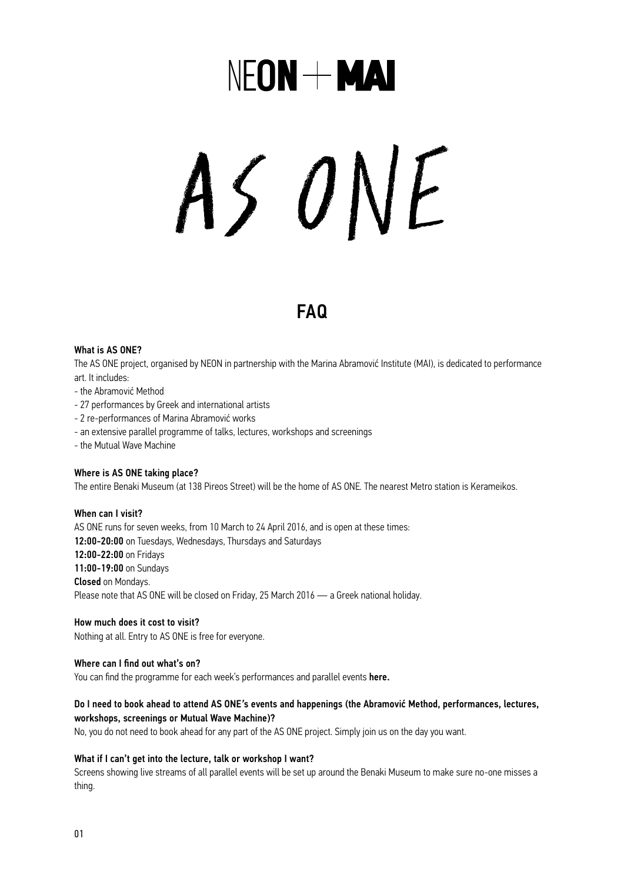# NEON + MAI

# AS ONE

## FAQ

**What is AS ONE?**

The AS ONE project, organised by NEON in partnership with the Marina Abramović Institute (MAI), is dedicated to performance art. It includes:

- the Abramović Method
- 27 performances by Greek and international artists
- 2 re-performances of Marina Abramović works
- an extensive parallel programme of talks, lectures, workshops and screenings
- the Mutual Wave Machine

**Where is AS ONE taking place?**

The entire Benaki Museum (at 138 Pireos Street) will be the home of AS ONE. The nearest Metro station is Kerameikos.

**When can I visit?**

AS ONE runs for seven weeks, from 10 March to 24 April 2016, and is open at these times:

**12:00-20:00** on Tuesdays, Wednesdays, Thursdays and Saturdays
**12:00-22:00** on Fridays
**11:00-19:00** on Sundays
**Closed** on Mondays.

Please note that AS ONE will be closed on Friday, 25 March 2016 — a Greek national holiday.

**How much does it cost to visit?**

Nothing at all. Entry to AS ONE is free for everyone.

**Where can I find out what's on?**

You can find the programme for each week's performances and parallel events **here.**

**Do I need to book ahead to attend AS ONE's events and happenings (the Abramović Method, performances, lectures, workshops, screenings or Mutual Wave Machine)?**

No, you do not need to book ahead for any part of the AS ONE project. Simply join us on the day you want.

**What if I can't get into the lecture, talk or workshop I want?**

Screens showing live streams of all parallel events will be set up around the Benaki Museum to make sure no-one misses a thing.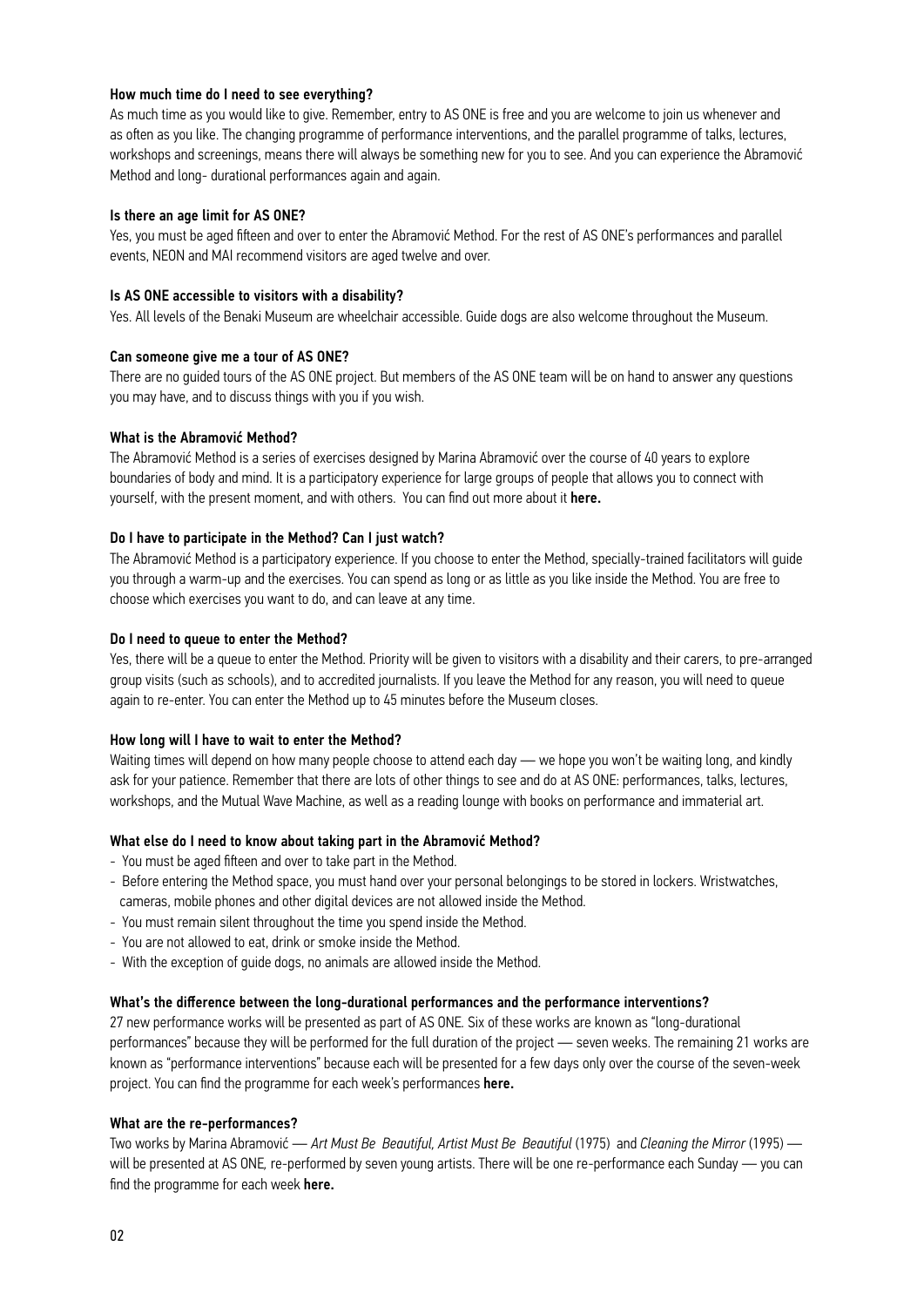**How much time do I need to see everything?**

As much time as you would like to give. Remember, entry to AS ONE is free and you are welcome to join us whenever and as often as you like. The changing programme of performance interventions, and the parallel programme of talks, lectures, workshops and screenings, means there will always be something new for you to see. And you can experience the Abramović Method and long- durational performances again and again.

**Is there an age limit for AS ONE?**

Yes, you must be aged fifteen and over to enter the Abramović Method. For the rest of AS ONE's performances and parallel events, NEON and MAI recommend visitors are aged twelve and over.

**Is AS ONE accessible to visitors with a disability?**

Yes. All levels of the Benaki Museum are wheelchair accessible. Guide dogs are also welcome throughout the Museum.

**Can someone give me a tour of AS ONE?**

There are no guided tours of the AS ONE project. But members of the AS ONE team will be on hand to answer any questions you may have, and to discuss things with you if you wish.

**What is the Abramović Method?**

The Abramović Method is a series of exercises designed by Marina Abramović over the course of 40 years to explore boundaries of body and mind. It is a participatory experience for large groups of people that allows you to connect with yourself, with the present moment, and with others. You can find out more about it **here.**

**Do I have to participate in the Method? Can I just watch?**

The Abramović Method is a participatory experience. If you choose to enter the Method, specially-trained facilitators will guide you through a warm-up and the exercises. You can spend as long or as little as you like inside the Method. You are free to choose which exercises you want to do, and can leave at any time.

**Do I need to queue to enter the Method?**

Yes, there will be a queue to enter the Method. Priority will be given to visitors with a disability and their carers, to pre-arranged group visits (such as schools), and to accredited journalists. If you leave the Method for any reason, you will need to queue again to re-enter. You can enter the Method up to 45 minutes before the Museum closes.

**How long will I have to wait to enter the Method?**

Waiting times will depend on how many people choose to attend each day — we hope you won't be waiting long, and kindly ask for your patience. Remember that there are lots of other things to see and do at AS ONE: performances, talks, lectures, workshops, and the Mutual Wave Machine, as well as a reading lounge with books on performance and immaterial art.

**What else do I need to know about taking part in the Abramović Method?**

- You must be aged fifteen and over to take part in the Method.
- Before entering the Method space, you must hand over your personal belongings to be stored in lockers. Wristwatches, cameras, mobile phones and other digital devices are not allowed inside the Method.
- You must remain silent throughout the time you spend inside the Method.
- You are not allowed to eat, drink or smoke inside the Method.
- With the exception of guide dogs, no animals are allowed inside the Method.

**What's the difference between the long-durational performances and the performance interventions?**

27 new performance works will be presented as part of AS ONE. Six of these works are known as "long-durational performances" because they will be performed for the full duration of the project — seven weeks. The remaining 21 works are known as "performance interventions" because each will be presented for a few days only over the course of the seven-week project. You can find the programme for each week's performances **here.**

**What are the re-performances?**

Two works by Marina Abramović — *Art Must Be Beautiful, Artist Must Be Beautiful* (1975) and *Cleaning the Mirror* (1995) — will be presented at AS ONE, re-performed by seven young artists. There will be one re-performance each Sunday — you can find the programme for each week **here.**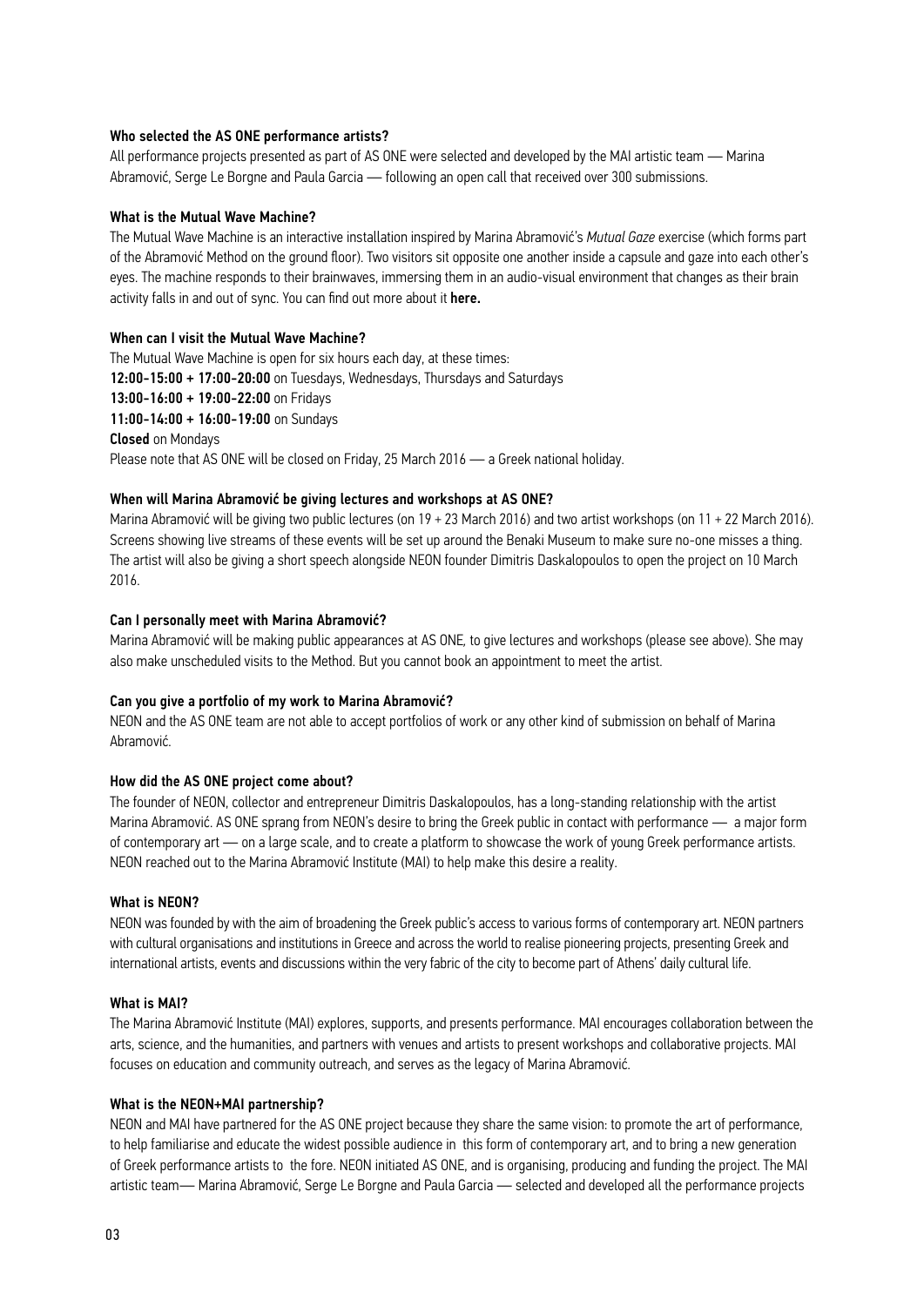### Who selected the AS ONE performance artists?

All performance projects presented as part of AS ONE were selected and developed by the MAI artistic team — Marina Abramović, Serge Le Borgne and Paula Garcia — following an open call that received over 300 submissions.

### What is the Mutual Wave Machine?

The Mutual Wave Machine is an interactive installation inspired by Marina Abramović's *Mutual Gaze* exercise (which forms part of the Abramović Method on the ground floor). Two visitors sit opposite one another inside a capsule and gaze into each other's eyes. The machine responds to their brainwaves, immersing them in an audio-visual environment that changes as their brain activity falls in and out of sync. You can find out more about it **here.**

### When can I visit the Mutual Wave Machine?

The Mutual Wave Machine is open for six hours each day, at these times:

**12:00-15:00 + 17:00-20:00** on Tuesdays, Wednesdays, Thursdays and Saturdays
**13:00-16:00 + 19:00-22:00** on Fridays
**11:00-14:00 + 16:00-19:00** on Sundays
**Closed** on Mondays

Please note that AS ONE will be closed on Friday, 25 March 2016 — a Greek national holiday.

### When will Marina Abramović be giving lectures and workshops at AS ONE?

Marina Abramović will be giving two public lectures (on 19 + 23 March 2016) and two artist workshops (on 11 + 22 March 2016). Screens showing live streams of these events will be set up around the Benaki Museum to make sure no-one misses a thing. The artist will also be giving a short speech alongside NEON founder Dimitris Daskalopoulos to open the project on 10 March 2016.

### Can I personally meet with Marina Abramović?

Marina Abramović will be making public appearances at AS ONE, to give lectures and workshops (please see above). She may also make unscheduled visits to the Method. But you cannot book an appointment to meet the artist.

### Can you give a portfolio of my work to Marina Abramović?

NEON and the AS ONE team are not able to accept portfolios of work or any other kind of submission on behalf of Marina Abramović.

### How did the AS ONE project come about?

The founder of NEON, collector and entrepreneur Dimitris Daskalopoulos, has a long-standing relationship with the artist Marina Abramović. AS ONE sprang from NEON's desire to bring the Greek public in contact with performance — a major form of contemporary art — on a large scale, and to create a platform to showcase the work of young Greek performance artists. NEON reached out to the Marina Abramović Institute (MAI) to help make this desire a reality.

### What is NEON?

NEON was founded by with the aim of broadening the Greek public's access to various forms of contemporary art. NEON partners with cultural organisations and institutions in Greece and across the world to realise pioneering projects, presenting Greek and international artists, events and discussions within the very fabric of the city to become part of Athens' daily cultural life.

### What is MAI?

The Marina Abramović Institute (MAI) explores, supports, and presents performance. MAI encourages collaboration between the arts, science, and the humanities, and partners with venues and artists to present workshops and collaborative projects. MAI focuses on education and community outreach, and serves as the legacy of Marina Abramović.

### What is the NEON+MAI partnership?

NEON and MAI have partnered for the AS ONE project because they share the same vision: to promote the art of performance, to help familiarise and educate the widest possible audience in this form of contemporary art, and to bring a new generation of Greek performance artists to the fore. NEON initiated AS ONE, and is organising, producing and funding the project. The MAI artistic team— Marina Abramović, Serge Le Borgne and Paula Garcia — selected and developed all the performance projects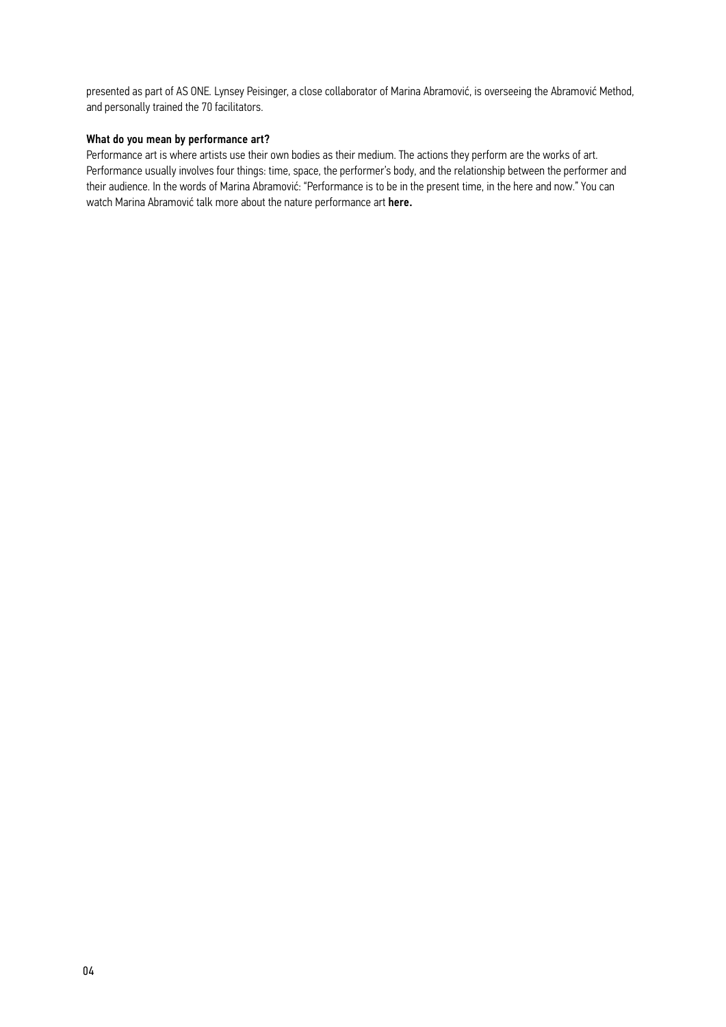presented as part of AS ONE. Lynsey Peisinger, a close collaborator of Marina Abramović, is overseeing the Abramović Method, and personally trained the 70 facilitators.

**What do you mean by performance art?**

Performance art is where artists use their own bodies as their medium. The actions they perform are the works of art. Performance usually involves four things: time, space, the performer's body, and the relationship between the performer and their audience. In the words of Marina Abramović: "Performance is to be in the present time, in the here and now." You can watch Marina Abramović talk more about the nature performance art **here.**